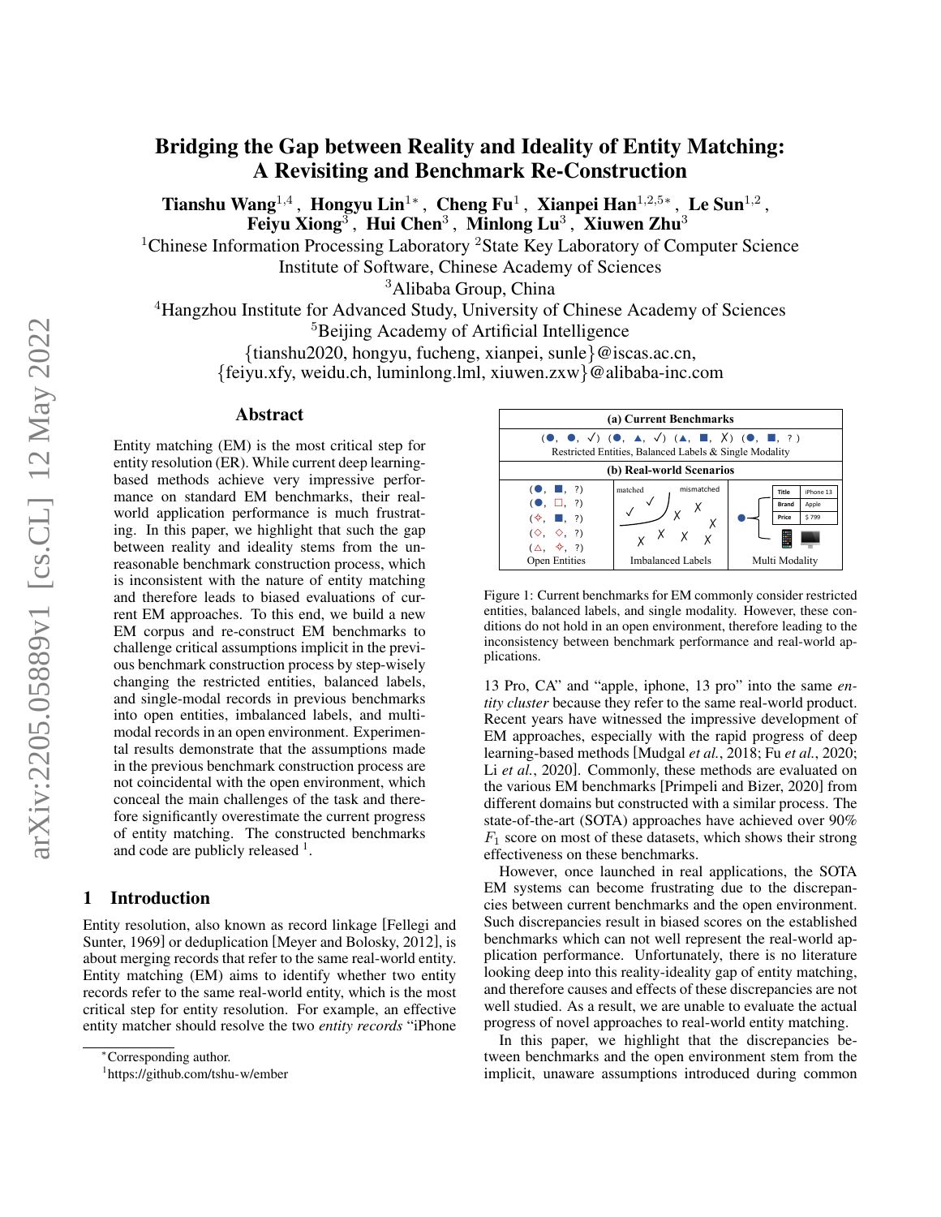# Bridging the Gap between Reality and Ideality of Entity Matching: A Revisiting and Benchmark Re-Construction

**Tianshu Wang**[1,4], **Hongyu Lin**[1*], **Cheng Fu**[1], **Xianpei Han**[1,2,5*], **Le Sun**[1,2], **Feiyu Xiong**[3], **Hui Chen**[3], **Minlong Lu**[3], **Xiuwen Zhu**[3]

[1]Chinese Information Processing Laboratory [2]State Key Laboratory of Computer Science Institute of Software, Chinese Academy of Sciences

[3]Alibaba Group, China

[4]Hangzhou Institute for Advanced Study, University of Chinese Academy of Sciences

[5]Beijing Academy of Artificial Intelligence

{tianshu2020, hongyu, fucheng, xianpei, sunle}@iscas.ac.cn, {feiyu.xfy, weidu.ch, luminlong.lml, xiuwen.zxw}@alibaba-inc.com

## Abstract

Entity matching (EM) is the most critical step for entity resolution (ER). While current deep learning-based methods achieve very impressive performance on standard EM benchmarks, their real-world application performance is much frustrating. In this paper, we highlight that such the gap between reality and ideality stems from the unreasonable benchmark construction process, which is inconsistent with the nature of entity matching and therefore leads to biased evaluations of current EM approaches. To this end, we build a new EM corpus and re-construct EM benchmarks to challenge critical assumptions implicit in the previous benchmark construction process by step-wisely changing the restricted entities, balanced labels, and single-modal records in previous benchmarks into open entities, imbalanced labels, and multi-modal records in an open environment. Experimental results demonstrate that the assumptions made in the previous benchmark construction process are not coincidental with the open environment, which conceal the main challenges of the task and therefore significantly overestimate the current progress of entity matching. The constructed benchmarks and code are publicly released [1].

Figure 1: Current benchmarks for EM commonly consider restricted entities, balanced labels, and single modality. However, these conditions do not hold in an open environment, therefore leading to the inconsistency between benchmark performance and real-world applications.

## 1 Introduction

Entity resolution, also known as record linkage [Fellegi and Sunter, 1969] or deduplication [Meyer and Bolosky, 2012], is about merging records that refer to the same real-world entity. Entity matching (EM) aims to identify whether two entity records refer to the same real-world entity, which is the most critical step for entity resolution. For example, an effective entity matcher should resolve the two *entity records* "iPhone 13 Pro, CA" and "apple, iphone, 13 pro" into the same *entity cluster* because they refer to the same real-world product. Recent years have witnessed the impressive development of EM approaches, especially with the rapid progress of deep learning-based methods [Mudgal *et al.*, 2018; Fu *et al.*, 2020; Li *et al.*, 2020]. Commonly, these methods are evaluated on the various EM benchmarks [Primpeli and Bizer, 2020] from different domains but constructed with a similar process. The state-of-the-art (SOTA) approaches have achieved over 90% $F_1$ score on most of these datasets, which shows their strong effectiveness on these benchmarks.

However, once launched in real applications, the SOTA EM systems can become frustrating due to the discrepancies between current benchmarks and the open environment. Such discrepancies result in biased scores on the established benchmarks which can not well represent the real-world application performance. Unfortunately, there is no literature looking deep into this reality-ideality gap of entity matching, and therefore causes and effects of these discrepancies are not well studied. As a result, we are unable to evaluate the actual progress of novel approaches to real-world entity matching.

In this paper, we highlight that the discrepancies between benchmarks and the open environment stem from the implicit, unaware assumptions introduced during common

*Corresponding author.

[1]https://github.com/tshu-w/ember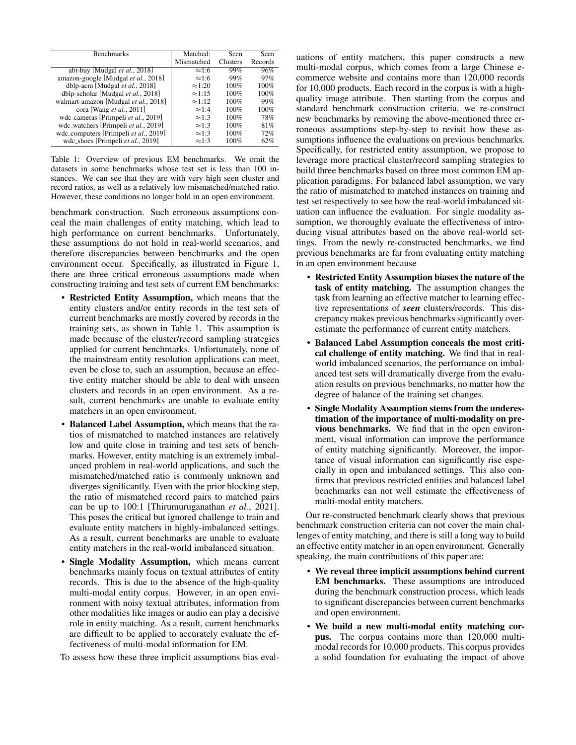| Benchmarks | Matched: Mismatched | Seen Clusters | Seen Records |
|---|---|---|---|
| abt-buy [Mudgal *et al.*, 2018] | ≈1:6 | 99% | 96% |
| amazon-google [Mudgal *et al.*, 2018] | ≈1:6 | 99% | 97% |
| dblp-acm [Mudgal *et al.*, 2018] | ≈1:20 | 100% | 100% |
| dblp-scholar [Mudgal *et al.*, 2018] | ≈1:15 | 100% | 100% |
| walmart-amazon [Mudgal *et al.*, 2018] | ≈1:12 | 100% | 99% |
| cora [Wang *et al.*, 2011] | ≈1:4 | 100% | 100% |
| wdc_cameras [Primpeli *et al.*, 2019] | ≈1:3 | 100% | 78% |
| wdc_watchers [Primpeli *et al.*, 2019] | ≈1:3 | 100% | 81% |
| wdc_computers [Primpeli *et al.*, 2019] | ≈1:3 | 100% | 72% |
| wdc_shoes [Primpeli *et al.*, 2019] | ≈1:3 | 100% | 62% |

Table 1: Overview of previous EM benchmarks. We omit the datasets in some benchmarks whose test set is less than 100 instances. We can see that they are with very high seen cluster and record ratios, as well as a relatively low mismatched/matched ratio. However, these conditions no longer hold in an open environment.

benchmark construction. Such erroneous assumptions conceal the main challenges of entity matching, which lead to high performance on current benchmarks. Unfortunately, these assumptions do not hold in real-world scenarios, and therefore discrepancies between benchmarks and the open environment occur. Specifically, as illustrated in Figure 1, there are three critical erroneous assumptions made when constructing training and test sets of current EM benchmarks:

- **Restricted Entity Assumption,** which means that the entity clusters and/or entity records in the test sets of current benchmarks are mostly covered by records in the training sets, as shown in Table 1. This assumption is made because of the cluster/record sampling strategies applied for current benchmarks. Unfortunately, none of the mainstream entity resolution applications can meet, even be close to, such an assumption, because an effective entity matcher should be able to deal with unseen clusters and records in an open environment. As a result, current benchmarks are unable to evaluate entity matchers in an open environment.
- **Balanced Label Assumption,** which means that the ratios of mismatched to matched instances are relatively low and quite close in training and test sets of benchmarks. However, entity matching is an extremely imbalanced problem in real-world applications, and such the mismatched/matched ratio is commonly unknown and diverges significantly. Even with the prior blocking step, the ratio of mismatched record pairs to matched pairs can be up to 100:1 [Thirumuruganathan *et al.*, 2021]. This poses the critical but ignored challenge to train and evaluate entity matchers in highly-imbalanced settings. As a result, current benchmarks are unable to evaluate entity matchers in the real-world imbalanced situation.
- **Single Modality Assumption,** which means current benchmarks mainly focus on textual attributes of entity records. This is due to the absence of the high-quality multi-modal entity corpus. However, in an open environment with noisy textual attributes, information from other modalities like images or audio can play a decisive role in entity matching. As a result, current benchmarks are difficult to be applied to accurately evaluate the effectiveness of multi-modal information for EM.

To assess how these three implicit assumptions bias evaluations of entity matchers, this paper constructs a new multi-modal corpus, which comes from a large Chinese e-commerce website and contains more than 120,000 records for 10,000 products. Each record in the corpus is with a high-quality image attribute. Then starting from the corpus and standard benchmark construction criteria, we re-construct new benchmarks by removing the above-mentioned three erroneous assumptions step-by-step to revisit how these assumptions influence the evaluations on previous benchmarks. Specifically, for restricted entity assumption, we propose to leverage more practical cluster/record sampling strategies to build three benchmarks based on three most common EM application paradigms. For balanced label assumption, we vary the ratio of mismatched to matched instances on training and test set respectively to see how the real-world imbalanced situation can influence the evaluation. For single modality assumption, we thoroughly evaluate the effectiveness of introducing visual attributes based on the above real-world settings. From the newly re-constructed benchmarks, we find previous benchmarks are far from evaluating entity matching in an open environment because

- **Restricted Entity Assumption biases the nature of the task of entity matching.** The assumption changes the task from learning an effective matcher to learning effective representations of ***seen*** clusters/records. This discrepancy makes previous benchmarks significantly overestimate the performance of current entity matchers.
- **Balanced Label Assumption conceals the most critical challenge of entity matching.** We find that in real-world imbalanced scenarios, the performance on imbalanced test sets will dramatically diverge from the evaluation results on previous benchmarks, no matter how the degree of balance of the training set changes.
- **Single Modality Assumption stems from the underestimation of the importance of multi-modality on previous benchmarks.** We find that in the open environment, visual information can improve the performance of entity matching significantly. Moreover, the importance of visual information can significantly rise especially in open and imbalanced settings. This also confirms that previous restricted entities and balanced label benchmarks can not well estimate the effectiveness of multi-modal entity matchers.

Our re-constructed benchmark clearly shows that previous benchmark construction criteria can not cover the main challenges of entity matching, and there is still a long way to build an effective entity matcher in an open environment. Generally speaking, the main contributions of this paper are:

- **We reveal three implicit assumptions behind current EM benchmarks.** These assumptions are introduced during the benchmark construction process, which leads to significant discrepancies between current benchmarks and open environment.
- **We build a new multi-modal entity matching corpus.** The corpus contains more than 120,000 multi-modal records for 10,000 products. This corpus provides a solid foundation for evaluating the impact of above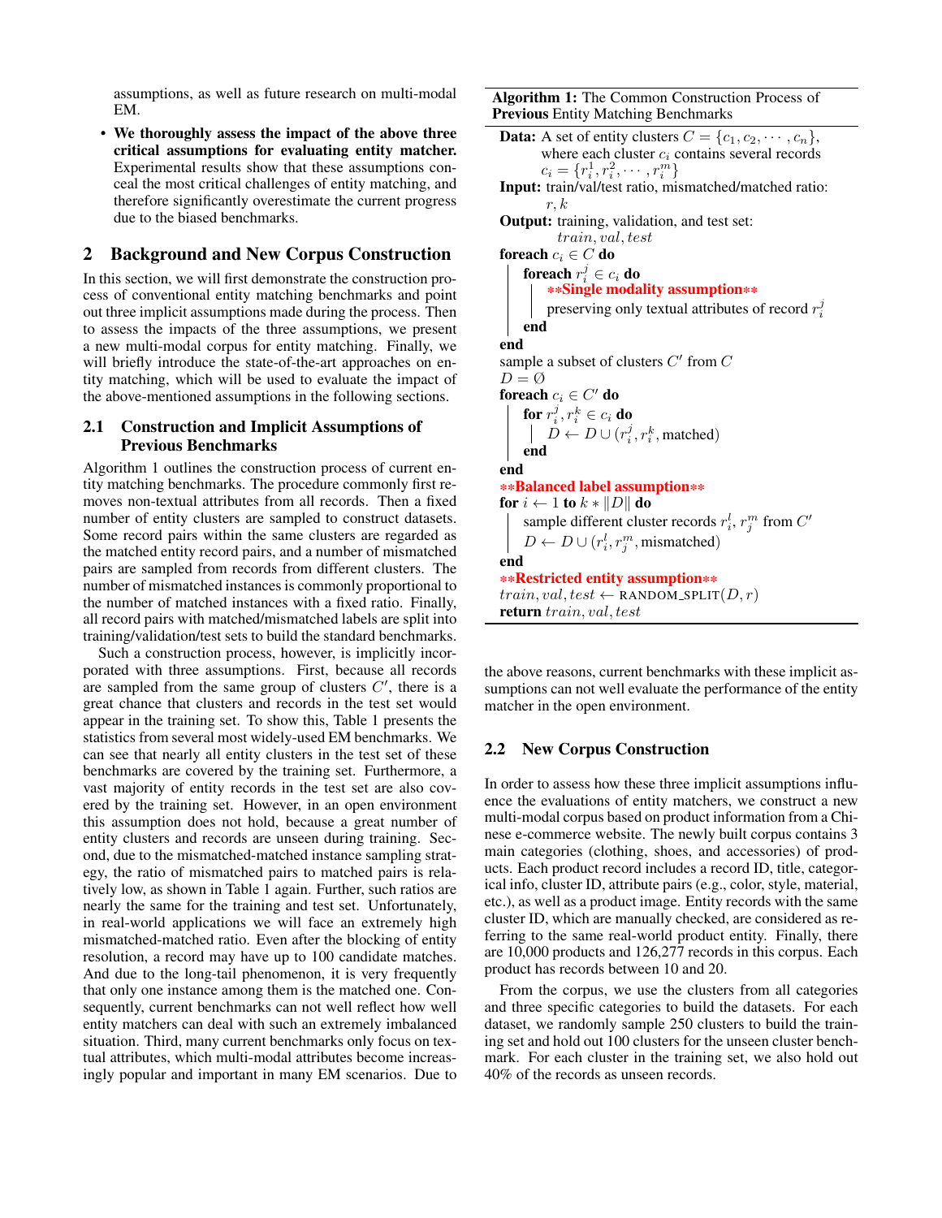assumptions, as well as future research on multi-modal EM.

- **We thoroughly assess the impact of the above three critical assumptions for evaluating entity matcher.** Experimental results show that these assumptions conceal the most critical challenges of entity matching, and therefore significantly overestimate the current progress due to the biased benchmarks.

## 2 Background and New Corpus Construction

In this section, we will first demonstrate the construction process of conventional entity matching benchmarks and point out three implicit assumptions made during the process. Then to assess the impacts of the three assumptions, we present a new multi-modal corpus for entity matching. Finally, we will briefly introduce the state-of-the-art approaches on entity matching, which will be used to evaluate the impact of the above-mentioned assumptions in the following sections.

### 2.1 Construction and Implicit Assumptions of Previous Benchmarks

Algorithm 1 outlines the construction process of current entity matching benchmarks. The procedure commonly first removes non-textual attributes from all records. Then a fixed number of entity clusters are sampled to construct datasets. Some record pairs within the same clusters are regarded as the matched entity record pairs, and a number of mismatched pairs are sampled from records from different clusters. The number of mismatched instances is commonly proportional to the number of matched instances with a fixed ratio. Finally, all record pairs with matched/mismatched labels are split into training/validation/test sets to build the standard benchmarks.

Such a construction process, however, is implicitly incorporated with three assumptions. First, because all records are sampled from the same group of clusters $C'$, there is a great chance that clusters and records in the test set would appear in the training set. To show this, Table 1 presents the statistics from several most widely-used EM benchmarks. We can see that nearly all entity clusters in the test set of these benchmarks are covered by the training set. Furthermore, a vast majority of entity records in the test set are also covered by the training set. However, in an open environment this assumption does not hold, because a great number of entity clusters and records are unseen during training. Second, due to the mismatched-matched instance sampling strategy, the ratio of mismatched pairs to matched pairs is relatively low, as shown in Table 1 again. Further, such ratios are nearly the same for the training and test set. Unfortunately, in real-world applications we will face an extremely high mismatched-matched ratio. Even after the blocking of entity resolution, a record may have up to 100 candidate matches. And due to the long-tail phenomenon, it is very frequently that only one instance among them is the matched one. Consequently, current benchmarks can not well reflect how well entity matchers can deal with such an extremely imbalanced situation. Third, many current benchmarks only focus on textual attributes, which multi-modal attributes become increasingly popular and important in many EM scenarios. Due to the above reasons, current benchmarks with these implicit assumptions can not well evaluate the performance of the entity matcher in the open environment.

---

**Algorithm 1:** The Common Construction Process of **Previous** Entity Matching Benchmarks

**Data:** A set of entity clusters $C = \{c_1, c_2, \cdots, c_n\}$, where each cluster $c_i$ contains several records $c_i = \{r_i^1, r_i^2, \cdots, r_i^m\}$
**Input:** train/val/test ratio, mismatched/matched ratio: $r, k$
**Output:** training, validation, and test set: $train, val, test$

```
foreach c_i ∈ C do
    foreach r_i^j ∈ c_i do
        **Single modality assumption**
        preserving only textual attributes of record r_i^j
    end
end
sample a subset of clusters C' from C
D = ∅
foreach c_i ∈ C' do
    for r_i^j, r_i^k ∈ c_i do
        D ← D ∪ (r_i^j, r_i^k, matched)
    end
end
**Balanced label assumption**
for i ← 1 to k * ‖D‖ do
    sample different cluster records r_i^l, r_j^m from C'
    D ← D ∪ (r_i^l, r_j^m, mismatched)
end
**Restricted entity assumption**
train, val, test ← RANDOM_SPLIT(D, r)
return train, val, test
```

---

### 2.2 New Corpus Construction

In order to assess how these three implicit assumptions influence the evaluations of entity matchers, we construct a new multi-modal corpus based on product information from a Chinese e-commerce website. The newly built corpus contains 3 main categories (clothing, shoes, and accessories) of products. Each product record includes a record ID, title, categorical info, cluster ID, attribute pairs (e.g., color, style, material, etc.), as well as a product image. Entity records with the same cluster ID, which are manually checked, are considered as referring to the same real-world product entity. Finally, there are 10,000 products and 126,277 records in this corpus. Each product has records between 10 and 20.

From the corpus, we use the clusters from all categories and three specific categories to build the datasets. For each dataset, we randomly sample 250 clusters to build the training set and hold out 100 clusters for the unseen cluster benchmark. For each cluster in the training set, we also hold out 40% of the records as unseen records.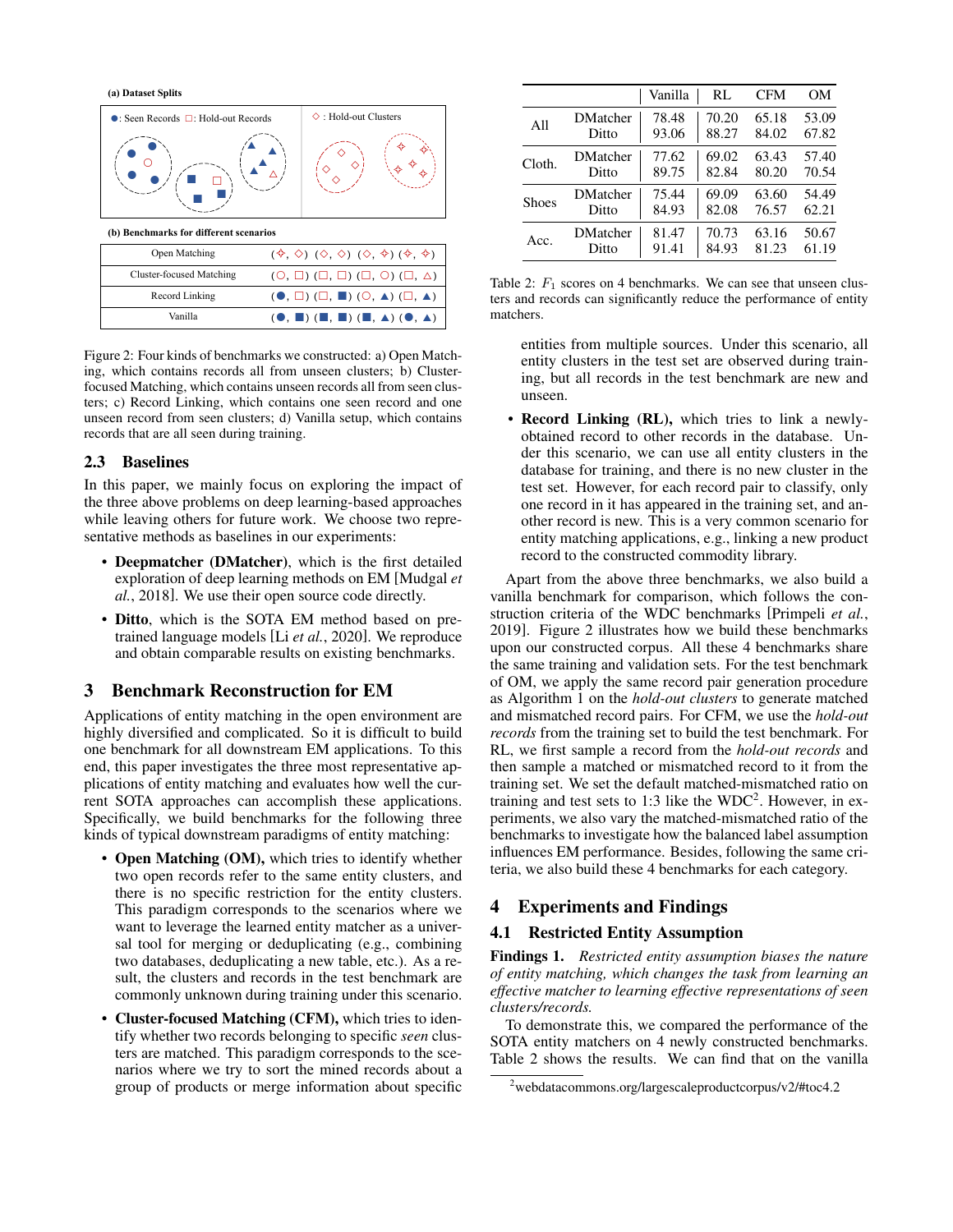**(a) Dataset Splits**

●: Seen Records □: Hold-out Records ◇ : Hold-out Clusters

**(b) Benchmarks for different scenarios**

| Open Matching | (✧, ◇) (◇, ◇) (◇, ✧) (✧, ✧) |
|---|---|
| Cluster-focused Matching | (○, □) (□, □) (□, ○) (□, △) |
| Record Linking | (●, □) (□, ■) (○, ▲) (□, ▲) |
| Vanilla | (●, ■) (■, ■) (■, ▲) (●, ▲) |

Figure 2: Four kinds of benchmarks we constructed: a) Open Matching, which contains records all from unseen clusters; b) Cluster-focused Matching, which contains unseen records all from seen clusters; c) Record Linking, which contains one seen record and one unseen record from seen clusters; d) Vanilla setup, which contains records that are all seen during training.

### 2.3 Baselines

In this paper, we mainly focus on exploring the impact of the three above problems on deep learning-based approaches while leaving others for future work. We choose two representative methods as baselines in our experiments:

- **Deepmatcher (DMatcher)**, which is the first detailed exploration of deep learning methods on EM [Mudgal *et al.*, 2018]. We use their open source code directly.
- **Ditto**, which is the SOTA EM method based on pre-trained language models [Li *et al.*, 2020]. We reproduce and obtain comparable results on existing benchmarks.

## 3 Benchmark Reconstruction for EM

Applications of entity matching in the open environment are highly diversified and complicated. So it is difficult to build one benchmark for all downstream EM applications. To this end, this paper investigates the three most representative applications of entity matching and evaluates how well the current SOTA approaches can accomplish these applications. Specifically, we build benchmarks for the following three kinds of typical downstream paradigms of entity matching:

- **Open Matching (OM),** which tries to identify whether two open records refer to the same entity clusters, and there is no specific restriction for the entity clusters. This paradigm corresponds to the scenarios where we want to leverage the learned entity matcher as a universal tool for merging or deduplicating (e.g., combining two databases, deduplicating a new table, etc.). As a result, the clusters and records in the test benchmark are commonly unknown during training under this scenario.
- **Cluster-focused Matching (CFM),** which tries to identify whether two records belonging to specific *seen* clusters are matched. This paradigm corresponds to the scenarios where we try to sort the mined records about a group of products or merge information about specific entities from multiple sources. Under this scenario, all entity clusters in the test set are observed during training, but all records in the test benchmark are new and unseen.
- **Record Linking (RL),** which tries to link a newly-obtained record to other records in the database. Under this scenario, we can use all entity clusters in the database for training, and there is no new cluster in the test set. However, for each record pair to classify, only one record in it has appeared in the training set, and another record is new. This is a very common scenario for entity matching applications, e.g., linking a new product record to the constructed commodity library.

| | | Vanilla | RL | CFM | OM |
|---|---|---|---|---|---|
| All | DMatcher | 78.48 | 70.20 | 65.18 | 53.09 |
| | Ditto | 93.06 | 88.27 | 84.02 | 67.82 |
| Cloth. | DMatcher | 77.62 | 69.02 | 63.43 | 57.40 |
| | Ditto | 89.75 | 82.84 | 80.20 | 70.54 |
| Shoes | DMatcher | 75.44 | 69.09 | 63.60 | 54.49 |
| | Ditto | 84.93 | 82.08 | 76.57 | 62.21 |
| Acc. | DMatcher | 81.47 | 70.73 | 63.16 | 50.67 |
| | Ditto | 91.41 | 84.93 | 81.23 | 61.19 |

Table 2: $F_1$ scores on 4 benchmarks. We can see that unseen clusters and records can significantly reduce the performance of entity matchers.

Apart from the above three benchmarks, we also build a vanilla benchmark for comparison, which follows the construction criteria of the WDC benchmarks [Primpeli *et al.*, 2019]. Figure 2 illustrates how we build these benchmarks upon our constructed corpus. All these 4 benchmarks share the same training and validation sets. For the test benchmark of OM, we apply the same record pair generation procedure as Algorithm 1 on the *hold-out clusters* to generate matched and mismatched record pairs. For CFM, we use the *hold-out records* from the training set to build the test benchmark. For RL, we first sample a record from the *hold-out records* and then sample a matched or mismatched record to it from the training set. We set the default matched-mismatched ratio on training and test sets to 1:3 like the WDC[2]. However, in experiments, we also vary the matched-mismatched ratio of the benchmarks to investigate how the balanced label assumption influences EM performance. Besides, following the same criteria, we also build these 4 benchmarks for each category.

## 4 Experiments and Findings

### 4.1 Restricted Entity Assumption

**Findings 1.** *Restricted entity assumption biases the nature of entity matching, which changes the task from learning an effective matcher to learning effective representations of seen clusters/records.*

To demonstrate this, we compared the performance of the SOTA entity matchers on 4 newly constructed benchmarks. Table 2 shows the results. We can find that on the vanilla

[2] webdatacommons.org/largescaleproductcorpus/v2/#toc4.2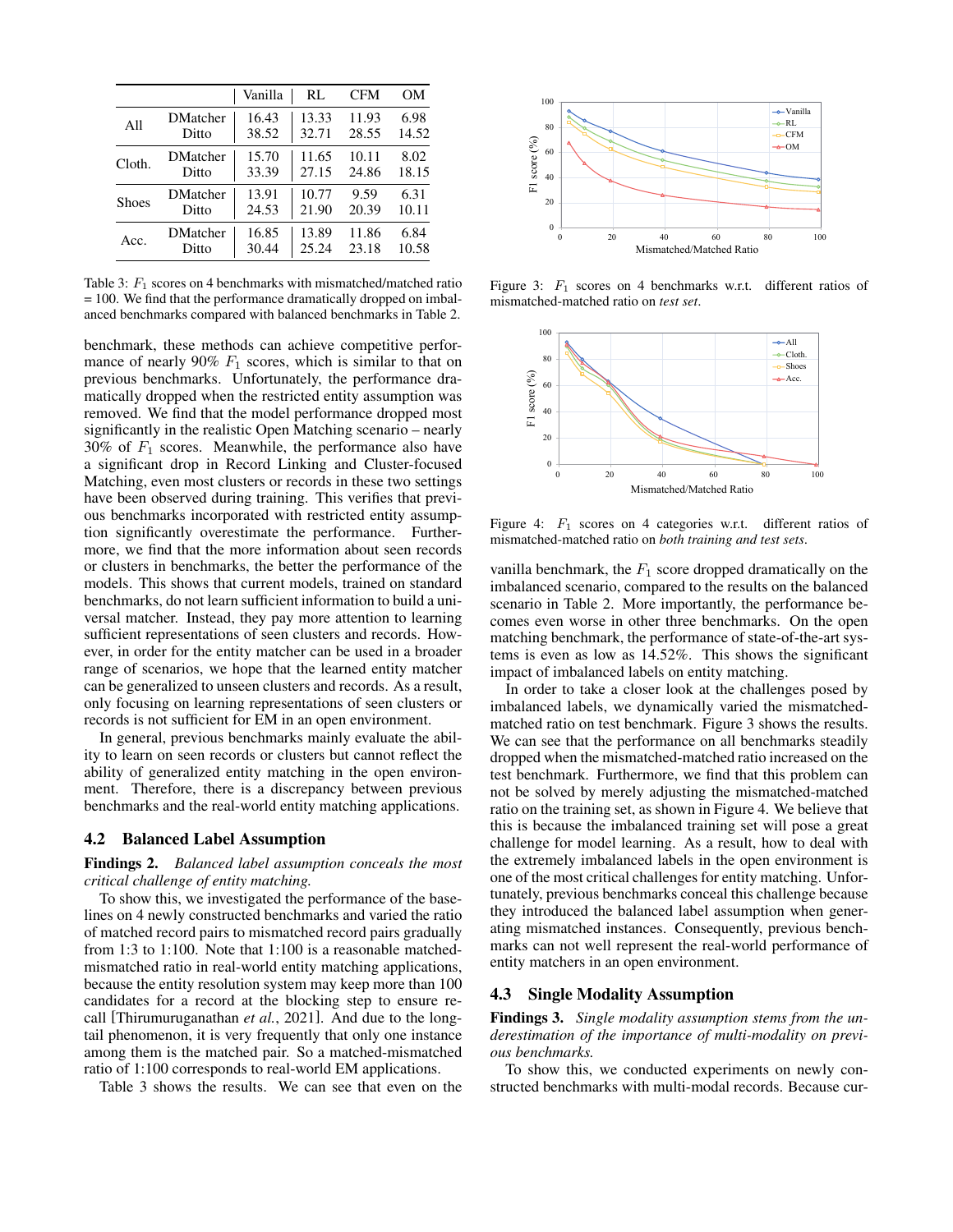| | | Vanilla | RL | CFM | OM |
|---|---|---|---|---|---|
| All | DMatcher | 16.43 | 13.33 | 11.93 | 6.98 |
| | Ditto | 38.52 | 32.71 | 28.55 | 14.52 |
| Cloth. | DMatcher | 15.70 | 11.65 | 10.11 | 8.02 |
| | Ditto | 33.39 | 27.15 | 24.86 | 18.15 |
| Shoes | DMatcher | 13.91 | 10.77 | 9.59 | 6.31 |
| | Ditto | 24.53 | 21.90 | 20.39 | 10.11 |
| Acc. | DMatcher | 16.85 | 13.89 | 11.86 | 6.84 |
| | Ditto | 30.44 | 25.24 | 23.18 | 10.58 |

Table 3: $F_1$ scores on 4 benchmarks with mismatched/matched ratio = 100. We find that the performance dramatically dropped on imbalanced benchmarks compared with balanced benchmarks in Table 2.

benchmark, these methods can achieve competitive performance of nearly 90% $F_1$ scores, which is similar to that on previous benchmarks. Unfortunately, the performance dramatically dropped when the restricted entity assumption was removed. We find that the model performance dropped most significantly in the realistic Open Matching scenario – nearly 30% of $F_1$ scores. Meanwhile, the performance also have a significant drop in Record Linking and Cluster-focused Matching, even most clusters or records in these two settings have been observed during training. This verifies that previous benchmarks incorporated with restricted entity assumption significantly overestimate the performance. Furthermore, we find that the more information about seen records or clusters in benchmarks, the better the performance of the models. This shows that current models, trained on standard benchmarks, do not learn sufficient information to build a universal matcher. Instead, they pay more attention to learning sufficient representations of seen clusters and records. However, in order for the entity matcher can be used in a broader range of scenarios, we hope that the learned entity matcher can be generalized to unseen clusters and records. As a result, only focusing on learning representations of seen clusters or records is not sufficient for EM in an open environment.

In general, previous benchmarks mainly evaluate the ability to learn on seen records or clusters but cannot reflect the ability of generalized entity matching in the open environment. Therefore, there is a discrepancy between previous benchmarks and the real-world entity matching applications.

## 4.2 Balanced Label Assumption

**Findings 2.** *Balanced label assumption conceals the most critical challenge of entity matching.*

To show this, we investigated the performance of the baselines on 4 newly constructed benchmarks and varied the ratio of matched record pairs to mismatched record pairs gradually from 1:3 to 1:100. Note that 1:100 is a reasonable matched-mismatched ratio in real-world entity matching applications, because the entity resolution system may keep more than 100 candidates for a record at the blocking step to ensure recall [Thirumuruganathan *et al.*, 2021]. And due to the long-tail phenomenon, it is very frequently that only one instance among them is the matched pair. So a matched-mismatched ratio of 1:100 corresponds to real-world EM applications.

Table 3 shows the results. We can see that even on the vanilla benchmark, the $F_1$ score dropped dramatically on the imbalanced scenario, compared to the results on the balanced scenario in Table 2. More importantly, the performance becomes even worse in other three benchmarks. On the open matching benchmark, the performance of state-of-the-art systems is even as low as 14.52%. This shows the significant impact of imbalanced labels on entity matching.

Figure 3: $F_1$ scores on 4 benchmarks w.r.t. different ratios of mismatched-matched ratio on *test set*.

Figure 4: $F_1$ scores on 4 categories w.r.t. different ratios of mismatched-matched ratio on *both training and test sets*.

In order to take a closer look at the challenges posed by imbalanced labels, we dynamically varied the mismatched-matched ratio on test benchmark. Figure 3 shows the results. We can see that the performance on all benchmarks steadily dropped when the mismatched-matched ratio increased on the test benchmark. Furthermore, we find that this problem can not be solved by merely adjusting the mismatched-matched ratio on the training set, as shown in Figure 4. We believe that this is because the imbalanced training set will pose a great challenge for model learning. As a result, how to deal with the extremely imbalanced labels in the open environment is one of the most critical challenges for entity matching. Unfortunately, previous benchmarks conceal this challenge because they introduced the balanced label assumption when generating mismatched instances. Consequently, previous benchmarks can not well represent the real-world performance of entity matchers in an open environment.

## 4.3 Single Modality Assumption

**Findings 3.** *Single modality assumption stems from the underestimation of the importance of multi-modality on previous benchmarks.*

To show this, we conducted experiments on newly constructed benchmarks with multi-modal records. Because cur-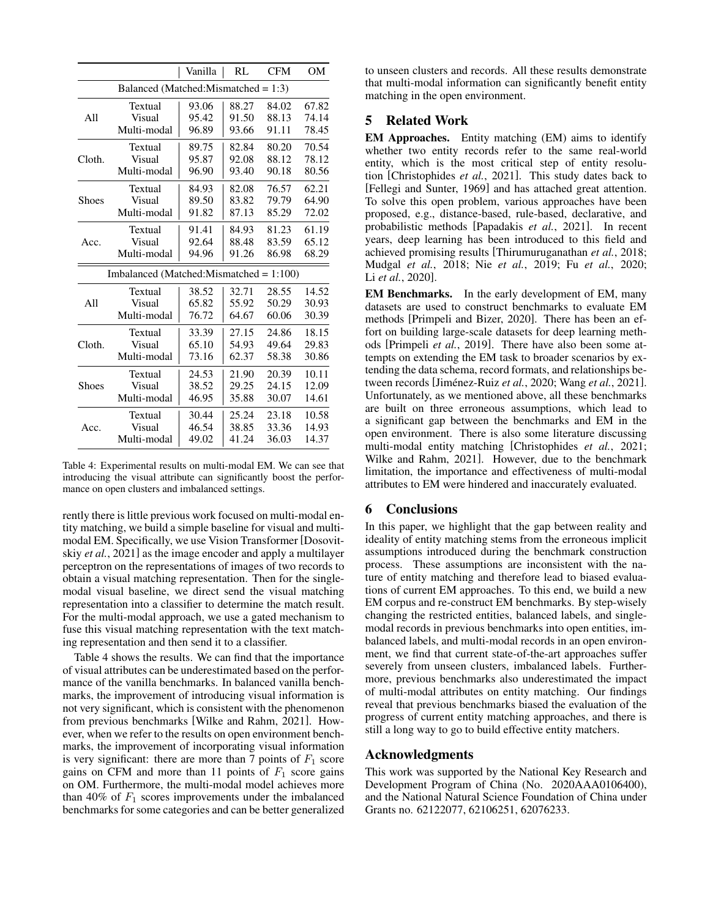| | | Vanilla | RL | CFM | OM |
|---|---|---|---|---|---|
| Balanced (Matched:Mismatched = 1:3) | | | | | |
| All | Textual | 93.06 | 88.27 | 84.02 | 67.82 |
| | Visual | 95.42 | 91.50 | 88.13 | 74.14 |
| | Multi-modal | 96.89 | 93.66 | 91.11 | 78.45 |
| Cloth. | Textual | 89.75 | 82.84 | 80.20 | 70.54 |
| | Visual | 95.87 | 92.08 | 88.12 | 78.12 |
| | Multi-modal | 96.90 | 93.40 | 90.18 | 80.56 |
| Shoes | Textual | 84.93 | 82.08 | 76.57 | 62.21 |
| | Visual | 89.50 | 83.82 | 79.79 | 64.90 |
| | Multi-modal | 91.82 | 87.13 | 85.29 | 72.02 |
| Acc. | Textual | 91.41 | 84.93 | 81.23 | 61.19 |
| | Visual | 92.64 | 88.48 | 83.59 | 65.12 |
| | Multi-modal | 94.96 | 91.26 | 86.98 | 68.29 |
| Imbalanced (Matched:Mismatched = 1:100) | | | | | |
| All | Textual | 38.52 | 32.71 | 28.55 | 14.52 |
| | Visual | 65.82 | 55.92 | 50.29 | 30.93 |
| | Multi-modal | 76.72 | 64.67 | 60.06 | 30.39 |
| Cloth. | Textual | 33.39 | 27.15 | 24.86 | 18.15 |
| | Visual | 65.10 | 54.93 | 49.64 | 29.83 |
| | Multi-modal | 73.16 | 62.37 | 58.38 | 30.86 |
| Shoes | Textual | 24.53 | 21.90 | 20.39 | 10.11 |
| | Visual | 38.52 | 29.25 | 24.15 | 12.09 |
| | Multi-modal | 46.95 | 35.88 | 30.07 | 14.61 |
| Acc. | Textual | 30.44 | 25.24 | 23.18 | 10.58 |
| | Visual | 46.54 | 38.85 | 33.36 | 14.93 |
| | Multi-modal | 49.02 | 41.24 | 36.03 | 14.37 |

Table 4: Experimental results on multi-modal EM. We can see that introducing the visual attribute can significantly boost the performance on open clusters and imbalanced settings.

rently there is little previous work focused on multi-modal entity matching, we build a simple baseline for visual and multi-modal EM. Specifically, we use Vision Transformer [Dosovitskiy *et al.*, 2021] as the image encoder and apply a multilayer perceptron on the representations of images of two records to obtain a visual matching representation. Then for the single-modal visual baseline, we direct send the visual matching representation into a classifier to determine the match result. For the multi-modal approach, we use a gated mechanism to fuse this visual matching representation with the text matching representation and then send it to a classifier.

Table 4 shows the results. We can find that the importance of visual attributes can be underestimated based on the performance of the vanilla benchmarks. In balanced vanilla benchmarks, the improvement of introducing visual information is not very significant, which is consistent with the phenomenon from previous benchmarks [Wilke and Rahm, 2021]. However, when we refer to the results on open environment benchmarks, the improvement of incorporating visual information is very significant: there are more than 7 points of $F_1$ score gains on CFM and more than 11 points of $F_1$ score gains on OM. Furthermore, the multi-modal model achieves more than 40% of $F_1$ scores improvements under the imbalanced benchmarks for some categories and can be better generalized to unseen clusters and records. All these results demonstrate that multi-modal information can significantly benefit entity matching in the open environment.

## 5 Related Work

**EM Approaches.** Entity matching (EM) aims to identify whether two entity records refer to the same real-world entity, which is the most critical step of entity resolution [Christophides *et al.*, 2021]. This study dates back to [Fellegi and Sunter, 1969] and has attached great attention. To solve this open problem, various approaches have been proposed, e.g., distance-based, rule-based, declarative, and probabilistic methods [Papadakis *et al.*, 2021]. In recent years, deep learning has been introduced to this field and achieved promising results [Thirumuruganathan *et al.*, 2018; Mudgal *et al.*, 2018; Nie *et al.*, 2019; Fu *et al.*, 2020; Li *et al.*, 2020].

**EM Benchmarks.** In the early development of EM, many datasets are used to construct benchmarks to evaluate EM methods [Primpeli and Bizer, 2020]. There has been an effort on building large-scale datasets for deep learning methods [Primpeli *et al.*, 2019]. There have also been some attempts on extending the EM task to broader scenarios by extending the data schema, record formats, and relationships between records [Jiménez-Ruiz *et al.*, 2020; Wang *et al.*, 2021]. Unfortunately, as we mentioned above, all these benchmarks are built on three erroneous assumptions, which lead to a significant gap between the benchmarks and EM in the open environment. There is also some literature discussing multi-modal entity matching [Christophides *et al.*, 2021; Wilke and Rahm, 2021]. However, due to the benchmark limitation, the importance and effectiveness of multi-modal attributes to EM were hindered and inaccurately evaluated.

## 6 Conclusions

In this paper, we highlight that the gap between reality and ideality of entity matching stems from the erroneous implicit assumptions introduced during the benchmark construction process. These assumptions are inconsistent with the nature of entity matching and therefore lead to biased evaluations of current EM approaches. To this end, we build a new EM corpus and re-construct EM benchmarks. By step-wisely changing the restricted entities, balanced labels, and single-modal records in previous benchmarks into open entities, imbalanced labels, and multi-modal records in an open environment, we find that current state-of-the-art approaches suffer severely from unseen clusters, imbalanced labels. Furthermore, previous benchmarks also underestimated the impact of multi-modal attributes on entity matching. Our findings reveal that previous benchmarks biased the evaluation of the progress of current entity matching approaches, and there is still a long way to go to build effective entity matchers.

## Acknowledgments

This work was supported by the National Key Research and Development Program of China (No. 2020AAA0106400), and the National Natural Science Foundation of China under Grants no. 62122077, 62106251, 62076233.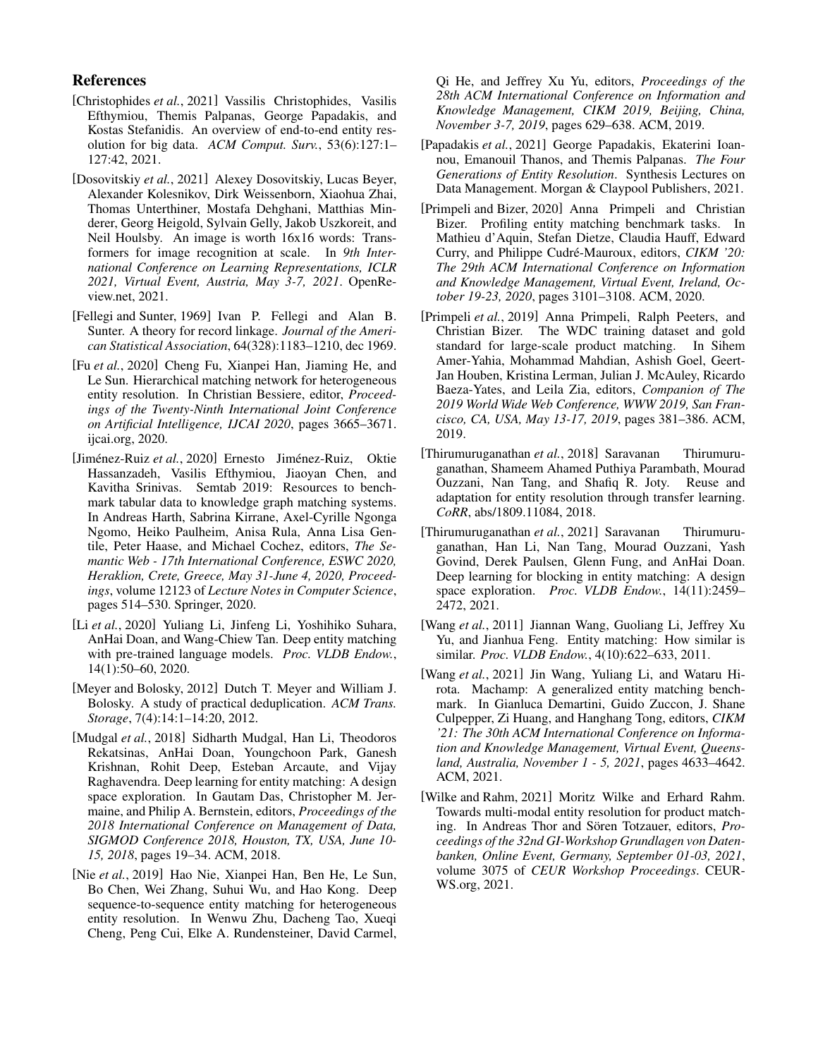## References

[Christophides *et al.*, 2021] Vassilis Christophides, Vasilis Efthymiou, Themis Palpanas, George Papadakis, and Kostas Stefanidis. An overview of end-to-end entity resolution for big data. *ACM Comput. Surv.*, 53(6):127:1–127:42, 2021.

[Dosovitskiy *et al.*, 2021] Alexey Dosovitskiy, Lucas Beyer, Alexander Kolesnikov, Dirk Weissenborn, Xiaohua Zhai, Thomas Unterthiner, Mostafa Dehghani, Matthias Minderer, Georg Heigold, Sylvain Gelly, Jakob Uszkoreit, and Neil Houlsby. An image is worth 16x16 words: Transformers for image recognition at scale. In *9th International Conference on Learning Representations, ICLR 2021, Virtual Event, Austria, May 3-7, 2021*. OpenReview.net, 2021.

[Fellegi and Sunter, 1969] Ivan P. Fellegi and Alan B. Sunter. A theory for record linkage. *Journal of the American Statistical Association*, 64(328):1183–1210, dec 1969.

[Fu *et al.*, 2020] Cheng Fu, Xianpei Han, Jiaming He, and Le Sun. Hierarchical matching network for heterogeneous entity resolution. In Christian Bessiere, editor, *Proceedings of the Twenty-Ninth International Joint Conference on Artificial Intelligence, IJCAI 2020*, pages 3665–3671. ijcai.org, 2020.

[Jiménez-Ruiz *et al.*, 2020] Ernesto Jiménez-Ruiz, Oktie Hassanzadeh, Vasilis Efthymiou, Jiaoyan Chen, and Kavitha Srinivas. Semtab 2019: Resources to benchmark tabular data to knowledge graph matching systems. In Andreas Harth, Sabrina Kirrane, Axel-Cyrille Ngonga Ngomo, Heiko Paulheim, Anisa Rula, Anna Lisa Gentile, Peter Haase, and Michael Cochez, editors, *The Semantic Web - 17th International Conference, ESWC 2020, Heraklion, Crete, Greece, May 31-June 4, 2020, Proceedings*, volume 12123 of *Lecture Notes in Computer Science*, pages 514–530. Springer, 2020.

[Li *et al.*, 2020] Yuliang Li, Jinfeng Li, Yoshihiko Suhara, AnHai Doan, and Wang-Chiew Tan. Deep entity matching with pre-trained language models. *Proc. VLDB Endow.*, 14(1):50–60, 2020.

[Meyer and Bolosky, 2012] Dutch T. Meyer and William J. Bolosky. A study of practical deduplication. *ACM Trans. Storage*, 7(4):14:1–14:20, 2012.

[Mudgal *et al.*, 2018] Sidharth Mudgal, Han Li, Theodoros Rekatsinas, AnHai Doan, Youngchoon Park, Ganesh Krishnan, Rohit Deep, Esteban Arcaute, and Vijay Raghavendra. Deep learning for entity matching: A design space exploration. In Gautam Das, Christopher M. Jermaine, and Philip A. Bernstein, editors, *Proceedings of the 2018 International Conference on Management of Data, SIGMOD Conference 2018, Houston, TX, USA, June 10-15, 2018*, pages 19–34. ACM, 2018.

[Nie *et al.*, 2019] Hao Nie, Xianpei Han, Ben He, Le Sun, Bo Chen, Wei Zhang, Suhui Wu, and Hao Kong. Deep sequence-to-sequence entity matching for heterogeneous entity resolution. In Wenwu Zhu, Dacheng Tao, Xueqi Cheng, Peng Cui, Elke A. Rundensteiner, David Carmel, Qi He, and Jeffrey Xu Yu, editors, *Proceedings of the 28th ACM International Conference on Information and Knowledge Management, CIKM 2019, Beijing, China, November 3-7, 2019*, pages 629–638. ACM, 2019.

[Papadakis *et al.*, 2021] George Papadakis, Ekaterini Ioannou, Emanouil Thanos, and Themis Palpanas. *The Four Generations of Entity Resolution*. Synthesis Lectures on Data Management. Morgan & Claypool Publishers, 2021.

[Primpeli and Bizer, 2020] Anna Primpeli and Christian Bizer. Profiling entity matching benchmark tasks. In Mathieu d'Aquin, Stefan Dietze, Claudia Hauff, Edward Curry, and Philippe Cudré-Mauroux, editors, *CIKM '20: The 29th ACM International Conference on Information and Knowledge Management, Virtual Event, Ireland, October 19-23, 2020*, pages 3101–3108. ACM, 2020.

[Primpeli *et al.*, 2019] Anna Primpeli, Ralph Peeters, and Christian Bizer. The WDC training dataset and gold standard for large-scale product matching. In Sihem Amer-Yahia, Mohammad Mahdian, Ashish Goel, Geert-Jan Houben, Kristina Lerman, Julian J. McAuley, Ricardo Baeza-Yates, and Leila Zia, editors, *Companion of The 2019 World Wide Web Conference, WWW 2019, San Francisco, CA, USA, May 13-17, 2019*, pages 381–386. ACM, 2019.

[Thirumuruganathan *et al.*, 2018] Saravanan Thirumuruganathan, Shameem Ahamed Puthiya Parambath, Mourad Ouzzani, Nan Tang, and Shafiq R. Joty. Reuse and adaptation for entity resolution through transfer learning. *CoRR*, abs/1809.11084, 2018.

[Thirumuruganathan *et al.*, 2021] Saravanan Thirumuruganathan, Han Li, Nan Tang, Mourad Ouzzani, Yash Govind, Derek Paulsen, Glenn Fung, and AnHai Doan. Deep learning for blocking in entity matching: A design space exploration. *Proc. VLDB Endow.*, 14(11):2459–2472, 2021.

[Wang *et al.*, 2011] Jiannan Wang, Guoliang Li, Jeffrey Xu Yu, and Jianhua Feng. Entity matching: How similar is similar. *Proc. VLDB Endow.*, 4(10):622–633, 2011.

[Wang *et al.*, 2021] Jin Wang, Yuliang Li, and Wataru Hirota. Machamp: A generalized entity matching benchmark. In Gianluca Demartini, Guido Zuccon, J. Shane Culpepper, Zi Huang, and Hanghang Tong, editors, *CIKM '21: The 30th ACM International Conference on Information and Knowledge Management, Virtual Event, Queensland, Australia, November 1 - 5, 2021*, pages 4633–4642. ACM, 2021.

[Wilke and Rahm, 2021] Moritz Wilke and Erhard Rahm. Towards multi-modal entity resolution for product matching. In Andreas Thor and Sören Totzauer, editors, *Proceedings of the 32nd GI-Workshop Grundlagen von Datenbanken, Online Event, Germany, September 01-03, 2021*, volume 3075 of *CEUR Workshop Proceedings*. CEUR-WS.org, 2021.